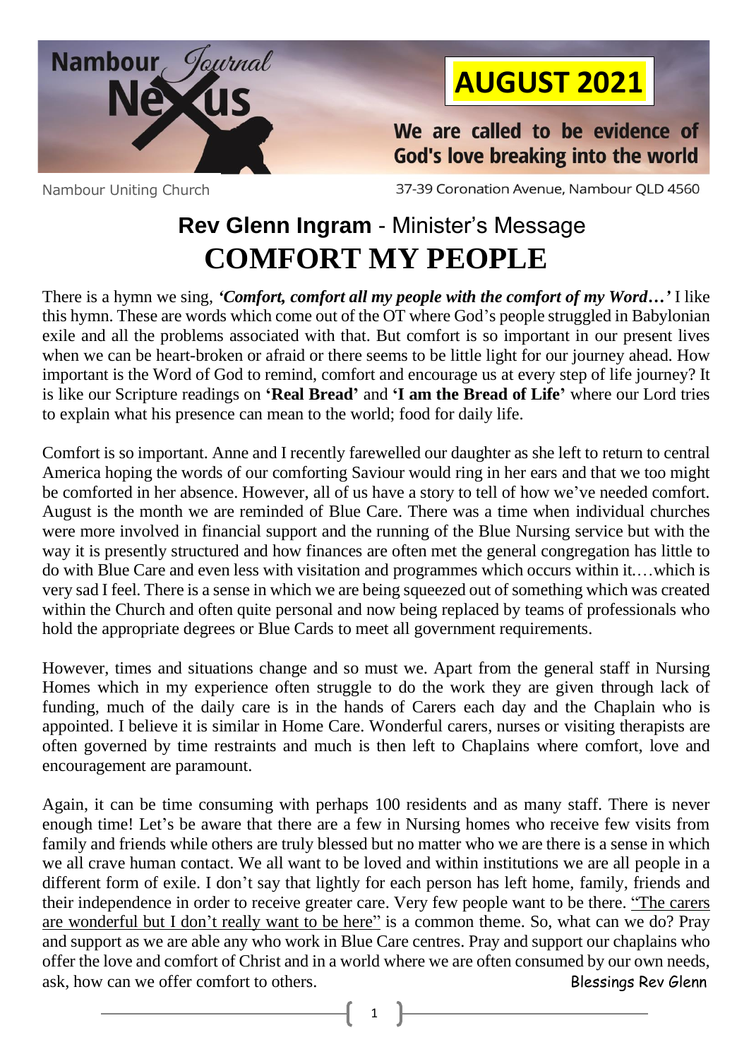# Nambour Journal Nexus

**AUGUST 2021**

**We are called to be evidence of God's love breaking into the world**

Nambour Uniting Church

37-39 Coronation Avenue, Nambour QLD 4560

## **Rev Glenn Ingram** - Minister's Message

# COMFORT MY PEOPLE

There is a hymn we sing, ***'Comfort, comfort all my people with the comfort of my Word…'*** I like this hymn. These are words which come out of the OT where God's people struggled in Babylonian exile and all the problems associated with that. But comfort is so important in our present lives when we can be heart-broken or afraid or there seems to be little light for our journey ahead. How important is the Word of God to remind, comfort and encourage us at every step of life journey? It is like our Scripture readings on **'Real Bread'** and **'I am the Bread of Life'** where our Lord tries to explain what his presence can mean to the world; food for daily life.

Comfort is so important. Anne and I recently farewelled our daughter as she left to return to central America hoping the words of our comforting Saviour would ring in her ears and that we too might be comforted in her absence. However, all of us have a story to tell of how we've needed comfort. August is the month we are reminded of Blue Care. There was a time when individual churches were more involved in financial support and the running of the Blue Nursing service but with the way it is presently structured and how finances are often met the general congregation has little to do with Blue Care and even less with visitation and programmes which occurs within it.…which is very sad I feel. There is a sense in which we are being squeezed out of something which was created within the Church and often quite personal and now being replaced by teams of professionals who hold the appropriate degrees or Blue Cards to meet all government requirements.

However, times and situations change and so must we. Apart from the general staff in Nursing Homes which in my experience often struggle to do the work they are given through lack of funding, much of the daily care is in the hands of Carers each day and the Chaplain who is appointed. I believe it is similar in Home Care. Wonderful carers, nurses or visiting therapists are often governed by time restraints and much is then left to Chaplains where comfort, love and encouragement are paramount.

Again, it can be time consuming with perhaps 100 residents and as many staff. There is never enough time! Let's be aware that there are a few in Nursing homes who receive few visits from family and friends while others are truly blessed but no matter who we are there is a sense in which we all crave human contact. We all want to be loved and within institutions we are all people in a different form of exile. I don't say that lightly for each person has left home, family, friends and their independence in order to receive greater care. Very few people want to be there. "The carers are wonderful but I don't really want to be here" is a common theme. So, what can we do? Pray and support as we are able any who work in Blue Care centres. Pray and support our chaplains who offer the love and comfort of Christ and in a world where we are often consumed by our own needs, ask, how can we offer comfort to others.

Blessings Rev Glenn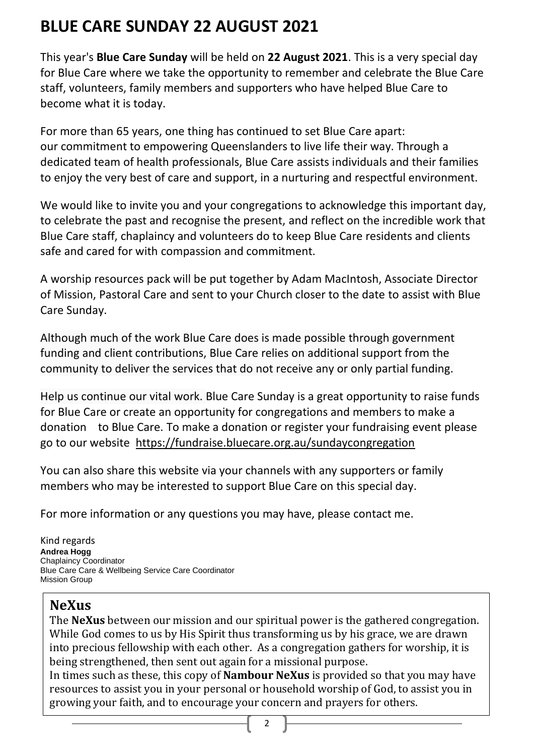# BLUE CARE SUNDAY 22 AUGUST 2021

This year's **Blue Care Sunday** will be held on **22 August 2021**. This is a very special day for Blue Care where we take the opportunity to remember and celebrate the Blue Care staff, volunteers, family members and supporters who have helped Blue Care to become what it is today.

For more than 65 years, one thing has continued to set Blue Care apart: our commitment to empowering Queenslanders to live life their way. Through a dedicated team of health professionals, Blue Care assists individuals and their families to enjoy the very best of care and support, in a nurturing and respectful environment.

We would like to invite you and your congregations to acknowledge this important day, to celebrate the past and recognise the present, and reflect on the incredible work that Blue Care staff, chaplaincy and volunteers do to keep Blue Care residents and clients safe and cared for with compassion and commitment.

A worship resources pack will be put together by Adam MacIntosh, Associate Director of Mission, Pastoral Care and sent to your Church closer to the date to assist with Blue Care Sunday.

Although much of the work Blue Care does is made possible through government funding and client contributions, Blue Care relies on additional support from the community to deliver the services that do not receive any or only partial funding.

Help us continue our vital work. Blue Care Sunday is a great opportunity to raise funds for Blue Care or create an opportunity for congregations and members to make a donation to Blue Care. To make a donation or register your fundraising event please go to our website https://fundraise.bluecare.org.au/sundaycongregation

You can also share this website via your channels with any supporters or family members who may be interested to support Blue Care on this special day.

For more information or any questions you may have, please contact me.

Kind regards
**Andrea Hogg**
Chaplaincy Coordinator
Blue Care Care & Wellbeing Service Care Coordinator
Mission Group

## NeXus

The **NeXus** between our mission and our spiritual power is the gathered congregation. While God comes to us by His Spirit thus transforming us by his grace, we are drawn into precious fellowship with each other. As a congregation gathers for worship, it is being strengthened, then sent out again for a missional purpose.
In times such as these, this copy of **Nambour NeXus** is provided so that you may have resources to assist you in your personal or household worship of God, to assist you in growing your faith, and to encourage your concern and prayers for others.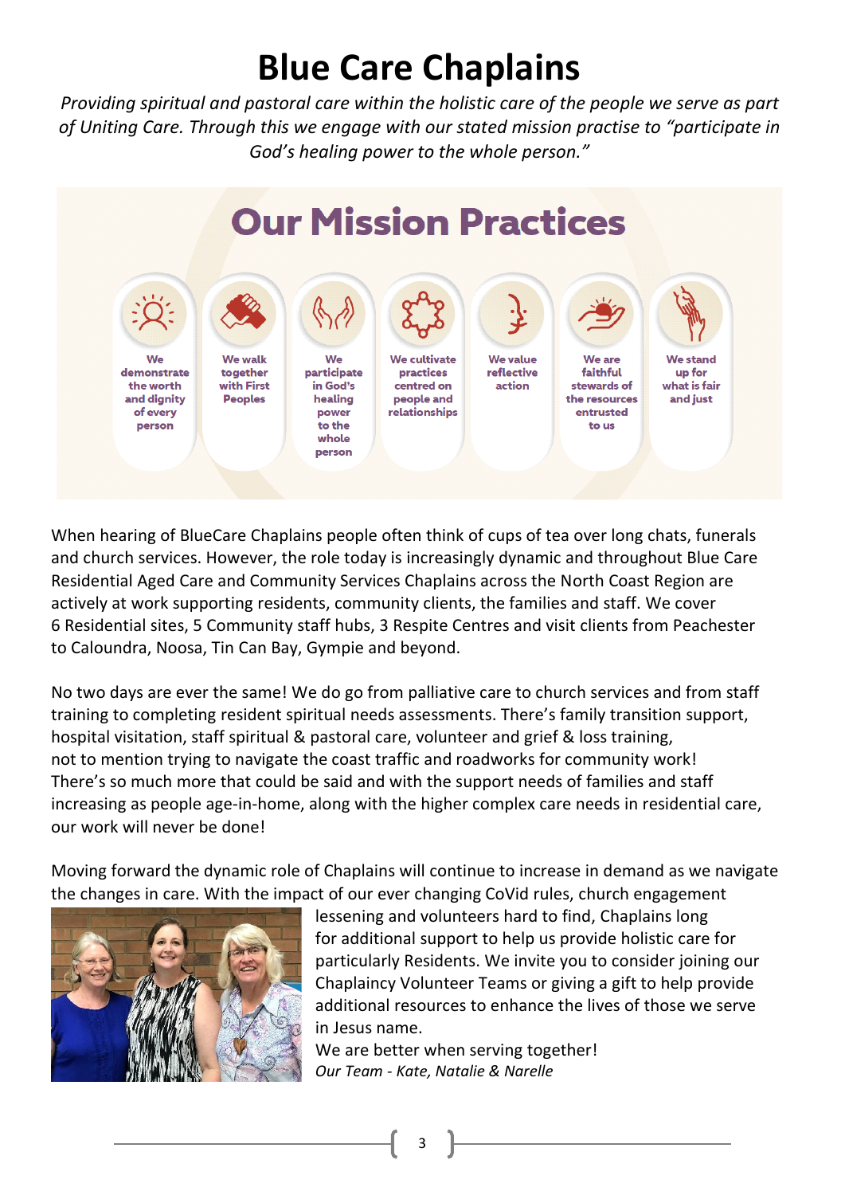# Blue Care Chaplains

*Providing spiritual and pastoral care within the holistic care of the people we serve as part of Uniting Care. Through this we engage with our stated mission practise to "participate in God's healing power to the whole person."*

## Our Mission Practices

- We demonstrate the worth and dignity of every person
- We walk together with First Peoples
- We participate in God's healing power to the whole person
- We cultivate practices centred on people and relationships
- We value reflective action
- We are faithful stewards of the resources entrusted to us
- We stand up for what is fair and just

When hearing of BlueCare Chaplains people often think of cups of tea over long chats, funerals and church services. However, the role today is increasingly dynamic and throughout Blue Care Residential Aged Care and Community Services Chaplains across the North Coast Region are actively at work supporting residents, community clients, the families and staff. We cover 6 Residential sites, 5 Community staff hubs, 3 Respite Centres and visit clients from Peachester to Caloundra, Noosa, Tin Can Bay, Gympie and beyond.

No two days are ever the same! We do go from palliative care to church services and from staff training to completing resident spiritual needs assessments. There's family transition support, hospital visitation, staff spiritual & pastoral care, volunteer and grief & loss training, not to mention trying to navigate the coast traffic and roadworks for community work! There's so much more that could be said and with the support needs of families and staff increasing as people age-in-home, along with the higher complex care needs in residential care, our work will never be done!

Moving forward the dynamic role of Chaplains will continue to increase in demand as we navigate the changes in care. With the impact of our ever changing CoVid rules, church engagement lessening and volunteers hard to find, Chaplains long for additional support to help us provide holistic care for particularly Residents. We invite you to consider joining our Chaplaincy Volunteer Teams or giving a gift to help provide additional resources to enhance the lives of those we serve in Jesus name.

We are better when serving together!

*Our Team - Kate, Natalie & Narelle*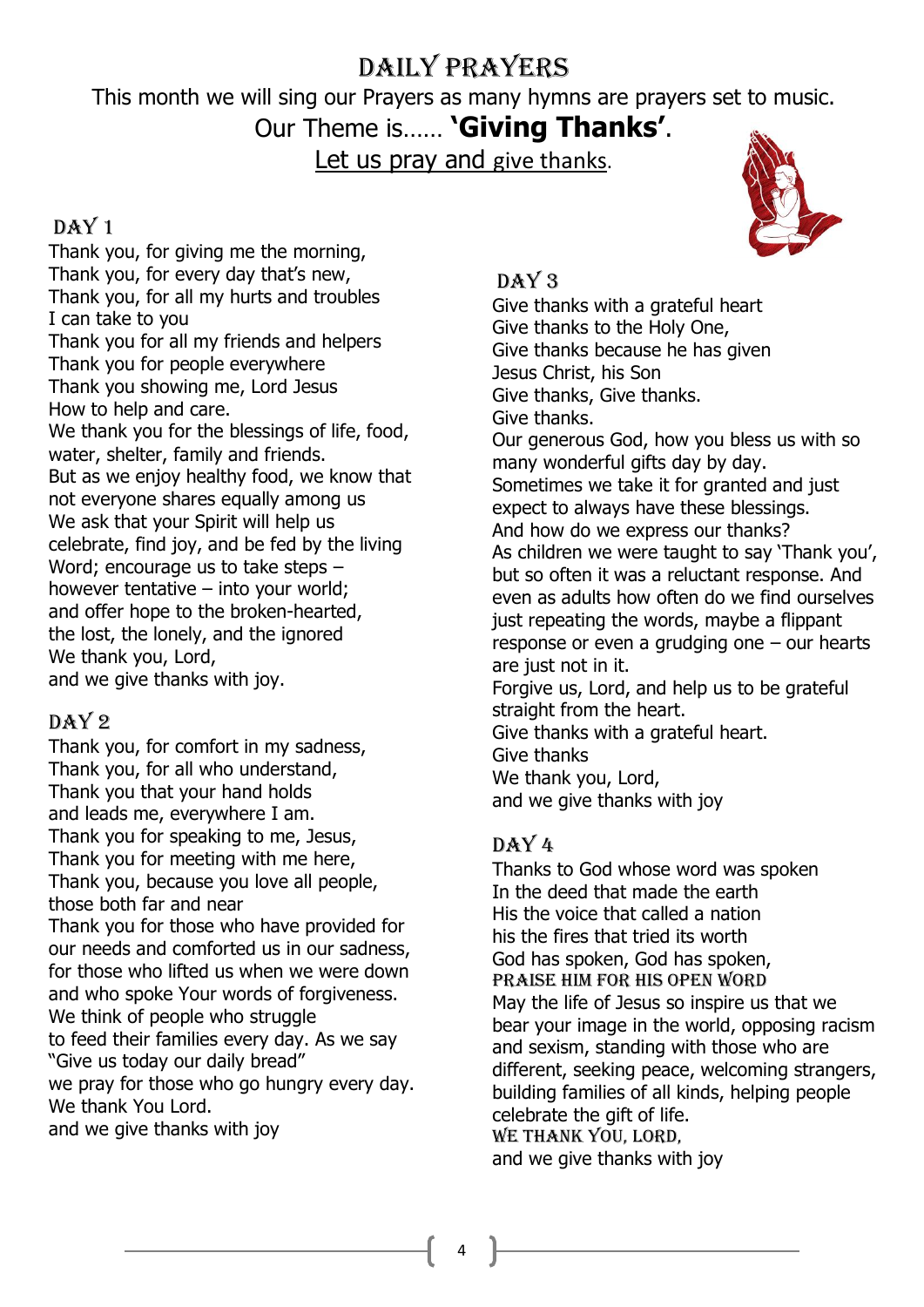# DAILY PRAYERS

This month we will sing our Prayers as many hymns are prayers set to music.

Our Theme is…… **'Giving Thanks'**.

Let us pray and give thanks.

## DAY 1

Thank you, for giving me the morning,
Thank you, for every day that's new,
Thank you, for all my hurts and troubles
I can take to you
Thank you for all my friends and helpers
Thank you for people everywhere
Thank you showing me, Lord Jesus
How to help and care.
We thank you for the blessings of life, food, water, shelter, family and friends.
But as we enjoy healthy food, we know that not everyone shares equally among us
We ask that your Spirit will help us celebrate, find joy, and be fed by the living Word; encourage us to take steps – however tentative – into your world;
and offer hope to the broken-hearted,
the lost, the lonely, and the ignored
We thank you, Lord,
and we give thanks with joy.

## DAY 2

Thank you, for comfort in my sadness,
Thank you, for all who understand,
Thank you that your hand holds
and leads me, everywhere I am.
Thank you for speaking to me, Jesus,
Thank you for meeting with me here,
Thank you, because you love all people,
those both far and near
Thank you for those who have provided for our needs and comforted us in our sadness, for those who lifted us when we were down and who spoke Your words of forgiveness.
We think of people who struggle
to feed their families every day. As we say "Give us today our daily bread"
we pray for those who go hungry every day.
We thank You Lord.
and we give thanks with joy

## DAY 3

Give thanks with a grateful heart
Give thanks to the Holy One,
Give thanks because he has given
Jesus Christ, his Son
Give thanks, Give thanks.
Give thanks.
Our generous God, how you bless us with so many wonderful gifts day by day.
Sometimes we take it for granted and just expect to always have these blessings.
And how do we express our thanks?
As children we were taught to say 'Thank you', but so often it was a reluctant response. And even as adults how often do we find ourselves just repeating the words, maybe a flippant response or even a grudging one – our hearts are just not in it.
Forgive us, Lord, and help us to be grateful straight from the heart.
Give thanks with a grateful heart.
Give thanks
We thank you, Lord,
and we give thanks with joy

## DAY 4

Thanks to God whose word was spoken
In the deed that made the earth
His the voice that called a nation
his the fires that tried its worth
God has spoken, God has spoken,
PRAISE HIM FOR HIS OPEN WORD
May the life of Jesus so inspire us that we bear your image in the world, opposing racism and sexism, standing with those who are different, seeking peace, welcoming strangers, building families of all kinds, helping people celebrate the gift of life.
WE THANK YOU, LORD,
and we give thanks with joy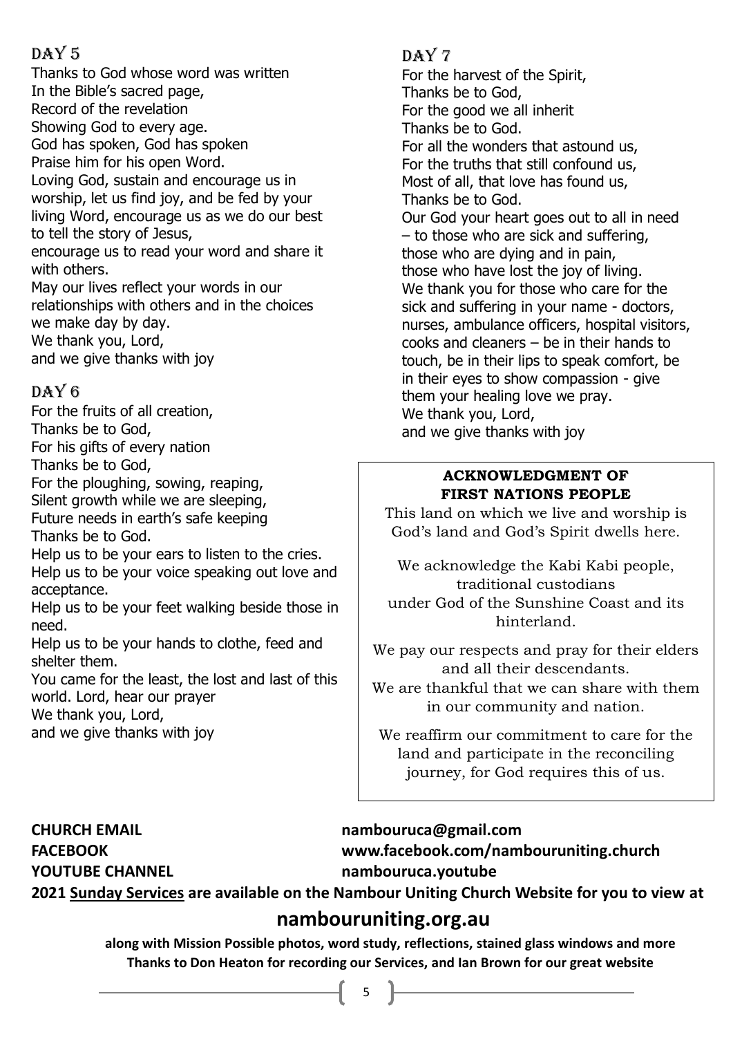## DAY 5

Thanks to God whose word was written
In the Bible's sacred page,
Record of the revelation
Showing God to every age.
God has spoken, God has spoken
Praise him for his open Word.
Loving God, sustain and encourage us in worship, let us find joy, and be fed by your living Word, encourage us as we do our best to tell the story of Jesus,
encourage us to read your word and share it with others.
May our lives reflect your words in our relationships with others and in the choices we make day by day.
We thank you, Lord,
and we give thanks with joy

## DAY 6

For the fruits of all creation,
Thanks be to God,
For his gifts of every nation
Thanks be to God,
For the ploughing, sowing, reaping,
Silent growth while we are sleeping,
Future needs in earth's safe keeping
Thanks be to God.
Help us to be your ears to listen to the cries.
Help us to be your voice speaking out love and acceptance.
Help us to be your feet walking beside those in need.
Help us to be your hands to clothe, feed and shelter them.
You came for the least, the lost and last of this world. Lord, hear our prayer
We thank you, Lord,
and we give thanks with joy

## DAY 7

For the harvest of the Spirit,
Thanks be to God,
For the good we all inherit
Thanks be to God.
For all the wonders that astound us,
For the truths that still confound us,
Most of all, that love has found us,
Thanks be to God.
Our God your heart goes out to all in need – to those who are sick and suffering, those who are dying and in pain, those who have lost the joy of living.
We thank you for those who care for the sick and suffering in your name - doctors, nurses, ambulance officers, hospital visitors, cooks and cleaners – be in their hands to touch, be in their lips to speak comfort, be in their eyes to show compassion - give them your healing love we pray.
We thank you, Lord,
and we give thanks with joy

**ACKNOWLEDGMENT OF FIRST NATIONS PEOPLE**

This land on which we live and worship is God's land and God's Spirit dwells here.

We acknowledge the Kabi Kabi people, traditional custodians under God of the Sunshine Coast and its hinterland.

We pay our respects and pray for their elders and all their descendants.
We are thankful that we can share with them in our community and nation.

We reaffirm our commitment to care for the land and participate in the reconciling journey, for God requires this of us.

**CHURCH EMAIL** **nambouruca@gmail.com**
**FACEBOOK** **www.facebook.com/nambouruniting.church**
**YOUTUBE CHANNEL** **nambouruca.youtube**

**2021 Sunday Services are available on the Nambour Uniting Church Website for you to view at**

## nambouruniting.org.au

**along with Mission Possible photos, word study, reflections, stained glass windows and more**
**Thanks to Don Heaton for recording our Services, and Ian Brown for our great website**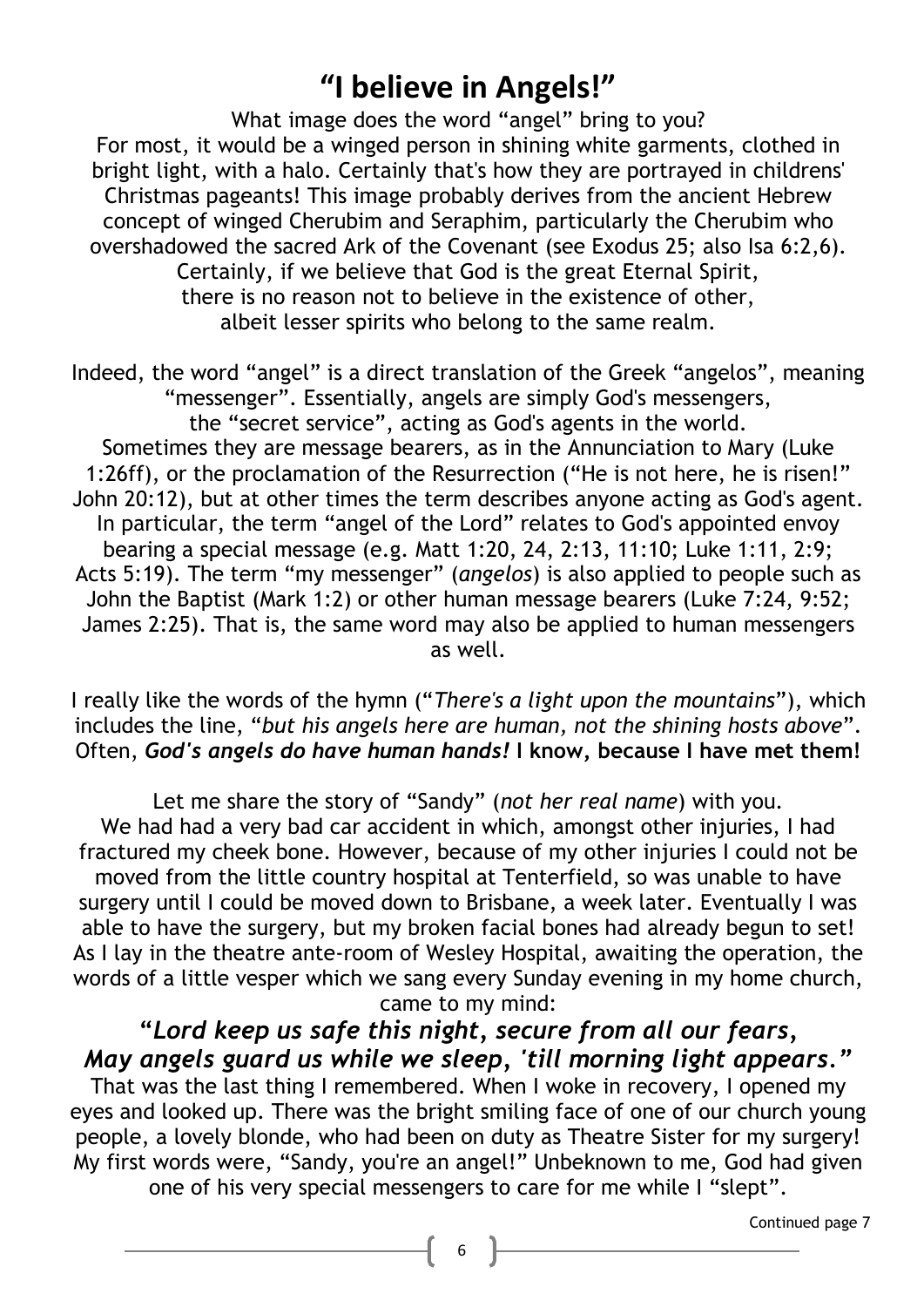# "I believe in Angels!"

What image does the word "angel" bring to you?
For most, it would be a winged person in shining white garments, clothed in bright light, with a halo. Certainly that's how they are portrayed in childrens' Christmas pageants! This image probably derives from the ancient Hebrew concept of winged Cherubim and Seraphim, particularly the Cherubim who overshadowed the sacred Ark of the Covenant (see Exodus 25; also Isa 6:2,6).
Certainly, if we believe that God is the great Eternal Spirit, there is no reason not to believe in the existence of other, albeit lesser spirits who belong to the same realm.

Indeed, the word "angel" is a direct translation of the Greek "angelos", meaning "messenger". Essentially, angels are simply God's messengers, the "secret service", acting as God's agents in the world.
Sometimes they are message bearers, as in the Annunciation to Mary (Luke 1:26ff), or the proclamation of the Resurrection ("He is not here, he is risen!" John 20:12), but at other times the term describes anyone acting as God's agent. In particular, the term "angel of the Lord" relates to God's appointed envoy bearing a special message (e.g. Matt 1:20, 24, 2:13, 11:10; Luke 1:11, 2:9; Acts 5:19). The term "my messenger" (*angelos*) is also applied to people such as John the Baptist (Mark 1:2) or other human message bearers (Luke 7:24, 9:52; James 2:25). That is, the same word may also be applied to human messengers as well.

I really like the words of the hymn ("*There's a light upon the mountains*"), which includes the line, "*but his angels here are human, not the shining hosts above*". Often, ***God's angels do have human hands!*** **I know, because I have met them!**

Let me share the story of "Sandy" (*not her real name*) with you.
We had had a very bad car accident in which, amongst other injuries, I had fractured my cheek bone. However, because of my other injuries I could not be moved from the little country hospital at Tenterfield, so was unable to have surgery until I could be moved down to Brisbane, a week later. Eventually I was able to have the surgery, but my broken facial bones had already begun to set! As I lay in the theatre ante-room of Wesley Hospital, awaiting the operation, the words of a little vesper which we sang every Sunday evening in my home church, came to my mind:

***"Lord keep us safe this night, secure from all our fears,***
***May angels guard us while we sleep, 'till morning light appears."***

That was the last thing I remembered. When I woke in recovery, I opened my eyes and looked up. There was the bright smiling face of one of our church young people, a lovely blonde, who had been on duty as Theatre Sister for my surgery! My first words were, "Sandy, you're an angel!" Unbeknown to me, God had given one of his very special messengers to care for me while I "slept".

Continued page 7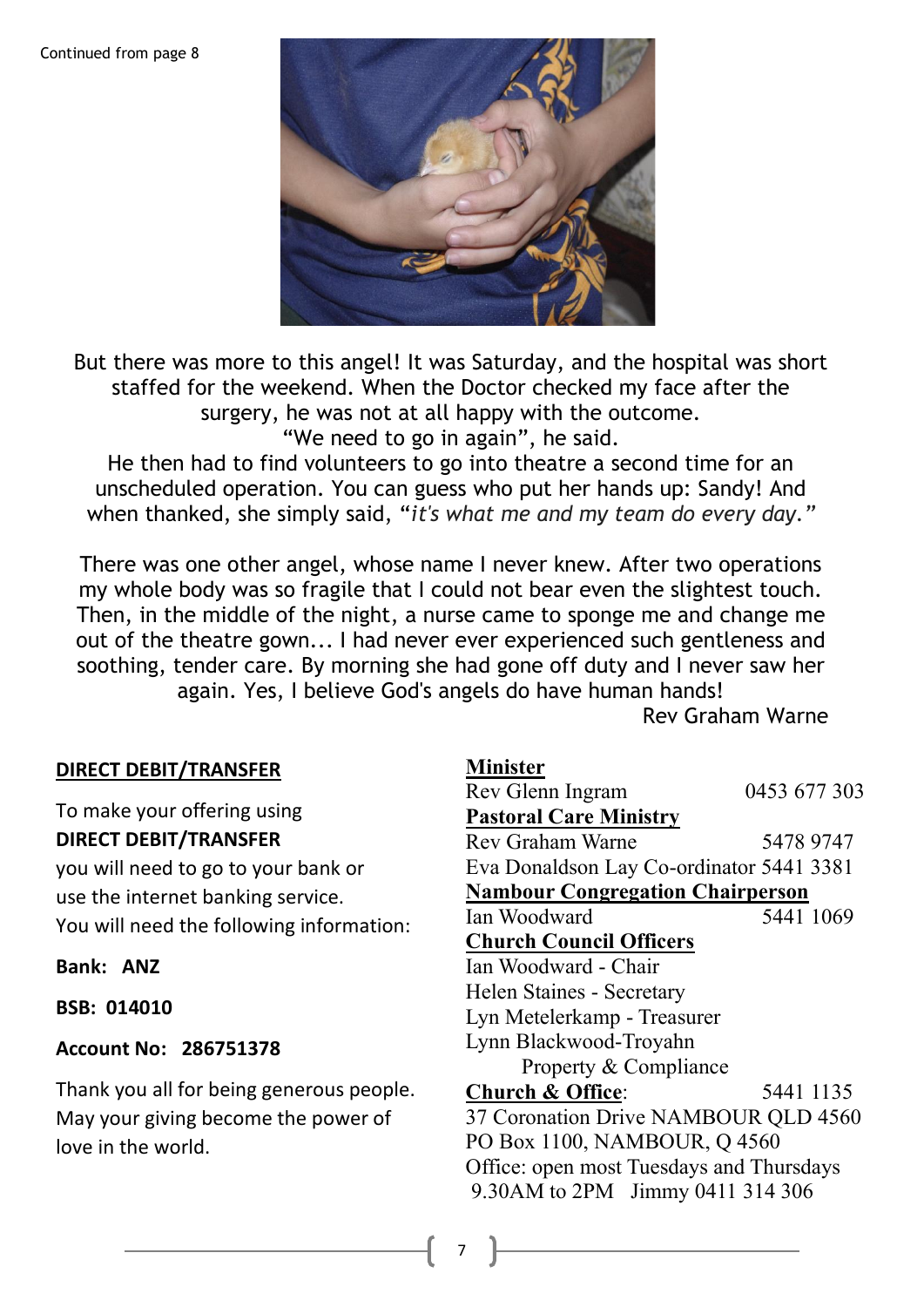Continued from page 8

But there was more to this angel! It was Saturday, and the hospital was short staffed for the weekend. When the Doctor checked my face after the surgery, he was not at all happy with the outcome.
“We need to go in again”, he said.
He then had to find volunteers to go into theatre a second time for an unscheduled operation. You can guess who put her hands up: Sandy! And when thanked, she simply said, “*it's what me and my team do every day.”*

There was one other angel, whose name I never knew. After two operations my whole body was so fragile that I could not bear even the slightest touch. Then, in the middle of the night, a nurse came to sponge me and change me out of the theatre gown... I had never ever experienced such gentleness and soothing, tender care. By morning she had gone off duty and I never saw her again. Yes, I believe God's angels do have human hands!

Rev Graham Warne

**DIRECT DEBIT/TRANSFER**

To make your offering using **DIRECT DEBIT/TRANSFER** you will need to go to your bank or use the internet banking service. You will need the following information:

**Bank: ANZ**

**BSB: 014010**

**Account No: 286751378**

Thank you all for being generous people. May your giving become the power of love in the world.

**Minister**
Rev Glenn Ingram 0453 677 303

**Pastoral Care Ministry**
Rev Graham Warne 5478 9747
Eva Donaldson Lay Co-ordinator 5441 3381

**Nambour Congregation Chairperson**
Ian Woodward 5441 1069

**Church Council Officers**
Ian Woodward - Chair
Helen Staines - Secretary
Lyn Metelerkamp - Treasurer
Lynn Blackwood-Troyahn Property & Compliance

**Church & Office**: 5441 1135
37 Coronation Drive NAMBOUR QLD 4560
PO Box 1100, NAMBOUR, Q 4560
Office: open most Tuesdays and Thursdays 9.30AM to 2PM Jimmy 0411 314 306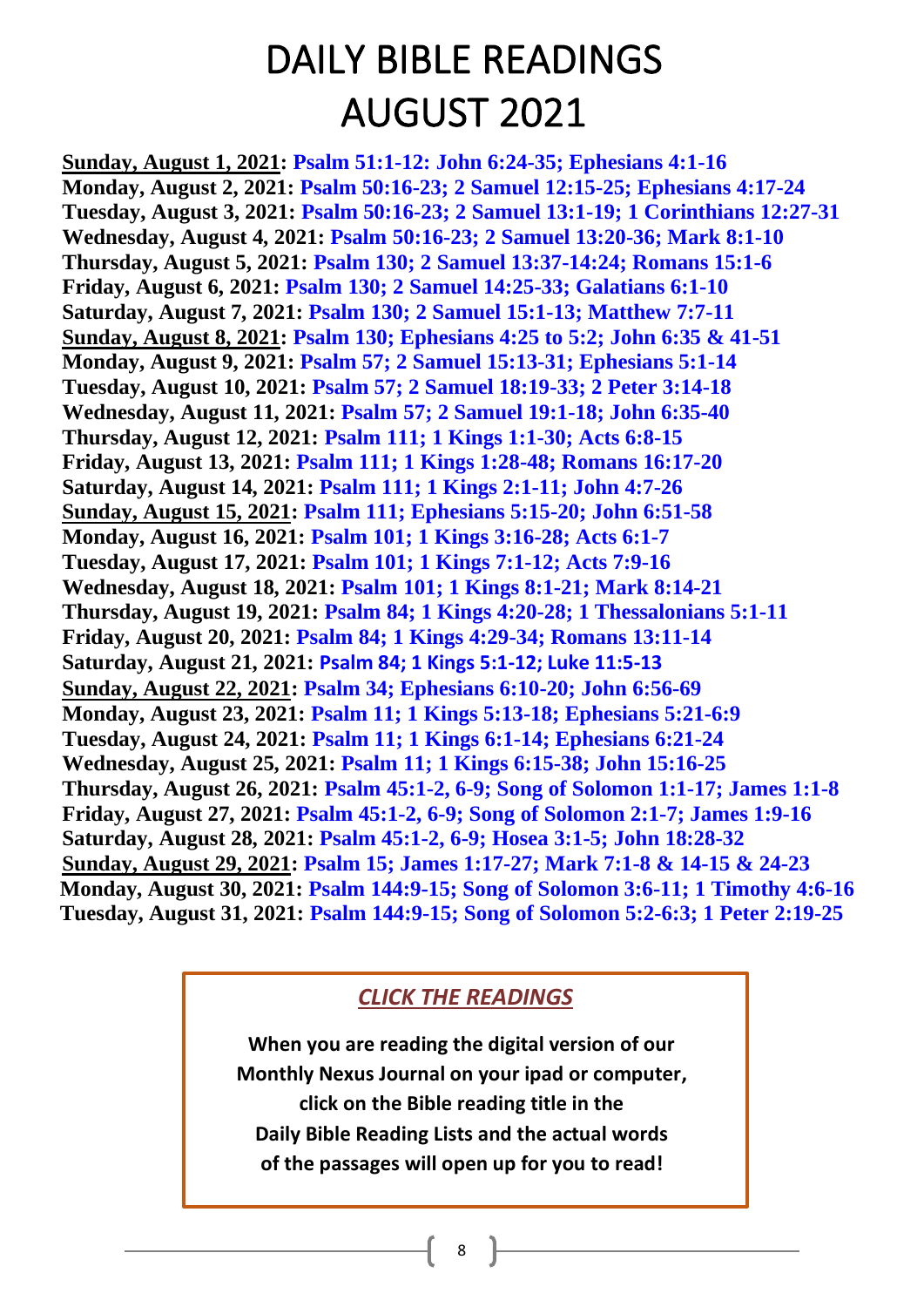# DAILY BIBLE READINGS AUGUST 2021

**Sunday, August 1, 2021: Psalm 51:1-12: John 6:24-35; Ephesians 4:1-16**
**Monday, August 2, 2021: Psalm 50:16-23; 2 Samuel 12:15-25; Ephesians 4:17-24**
**Tuesday, August 3, 2021: Psalm 50:16-23; 2 Samuel 13:1-19; 1 Corinthians 12:27-31**
**Wednesday, August 4, 2021: Psalm 50:16-23; 2 Samuel 13:20-36; Mark 8:1-10**
**Thursday, August 5, 2021: Psalm 130; 2 Samuel 13:37-14:24; Romans 15:1-6**
**Friday, August 6, 2021: Psalm 130; 2 Samuel 14:25-33; Galatians 6:1-10**
**Saturday, August 7, 2021: Psalm 130; 2 Samuel 15:1-13; Matthew 7:7-11**
**Sunday, August 8, 2021: Psalm 130; Ephesians 4:25 to 5:2; John 6:35 & 41-51**
**Monday, August 9, 2021: Psalm 57; 2 Samuel 15:13-31; Ephesians 5:1-14**
**Tuesday, August 10, 2021: Psalm 57; 2 Samuel 18:19-33; 2 Peter 3:14-18**
**Wednesday, August 11, 2021: Psalm 57; 2 Samuel 19:1-18; John 6:35-40**
**Thursday, August 12, 2021: Psalm 111; 1 Kings 1:1-30; Acts 6:8-15**
**Friday, August 13, 2021: Psalm 111; 1 Kings 1:28-48; Romans 16:17-20**
**Saturday, August 14, 2021: Psalm 111; 1 Kings 2:1-11; John 4:7-26**
**Sunday, August 15, 2021: Psalm 111; Ephesians 5:15-20; John 6:51-58**
**Monday, August 16, 2021: Psalm 101; 1 Kings 3:16-28; Acts 6:1-7**
**Tuesday, August 17, 2021: Psalm 101; 1 Kings 7:1-12; Acts 7:9-16**
**Wednesday, August 18, 2021: Psalm 101; 1 Kings 8:1-21; Mark 8:14-21**
**Thursday, August 19, 2021: Psalm 84; 1 Kings 4:20-28; 1 Thessalonians 5:1-11**
**Friday, August 20, 2021: Psalm 84; 1 Kings 4:29-34; Romans 13:11-14**
**Saturday, August 21, 2021: Psalm 84; 1 Kings 5:1-12; Luke 11:5-13**
**Sunday, August 22, 2021: Psalm 34; Ephesians 6:10-20; John 6:56-69**
**Monday, August 23, 2021: Psalm 11; 1 Kings 5:13-18; Ephesians 5:21-6:9**
**Tuesday, August 24, 2021: Psalm 11; 1 Kings 6:1-14; Ephesians 6:21-24**
**Wednesday, August 25, 2021: Psalm 11; 1 Kings 6:15-38; John 15:16-25**
**Thursday, August 26, 2021: Psalm 45:1-2, 6-9; Song of Solomon 1:1-17; James 1:1-8**
**Friday, August 27, 2021: Psalm 45:1-2, 6-9; Song of Solomon 2:1-7; James 1:9-16**
**Saturday, August 28, 2021: Psalm 45:1-2, 6-9; Hosea 3:1-5; John 18:28-32**
**Sunday, August 29, 2021: Psalm 15; James 1:17-27; Mark 7:1-8 & 14-15 & 24-23**
**Monday, August 30, 2021: Psalm 144:9-15; Song of Solomon 3:6-11; 1 Timothy 4:6-16**
**Tuesday, August 31, 2021: Psalm 144:9-15; Song of Solomon 5:2-6:3; 1 Peter 2:19-25**

***CLICK THE READINGS***

**When you are reading the digital version of our Monthly Nexus Journal on your ipad or computer, click on the Bible reading title in the Daily Bible Reading Lists and the actual words of the passages will open up for you to read!**